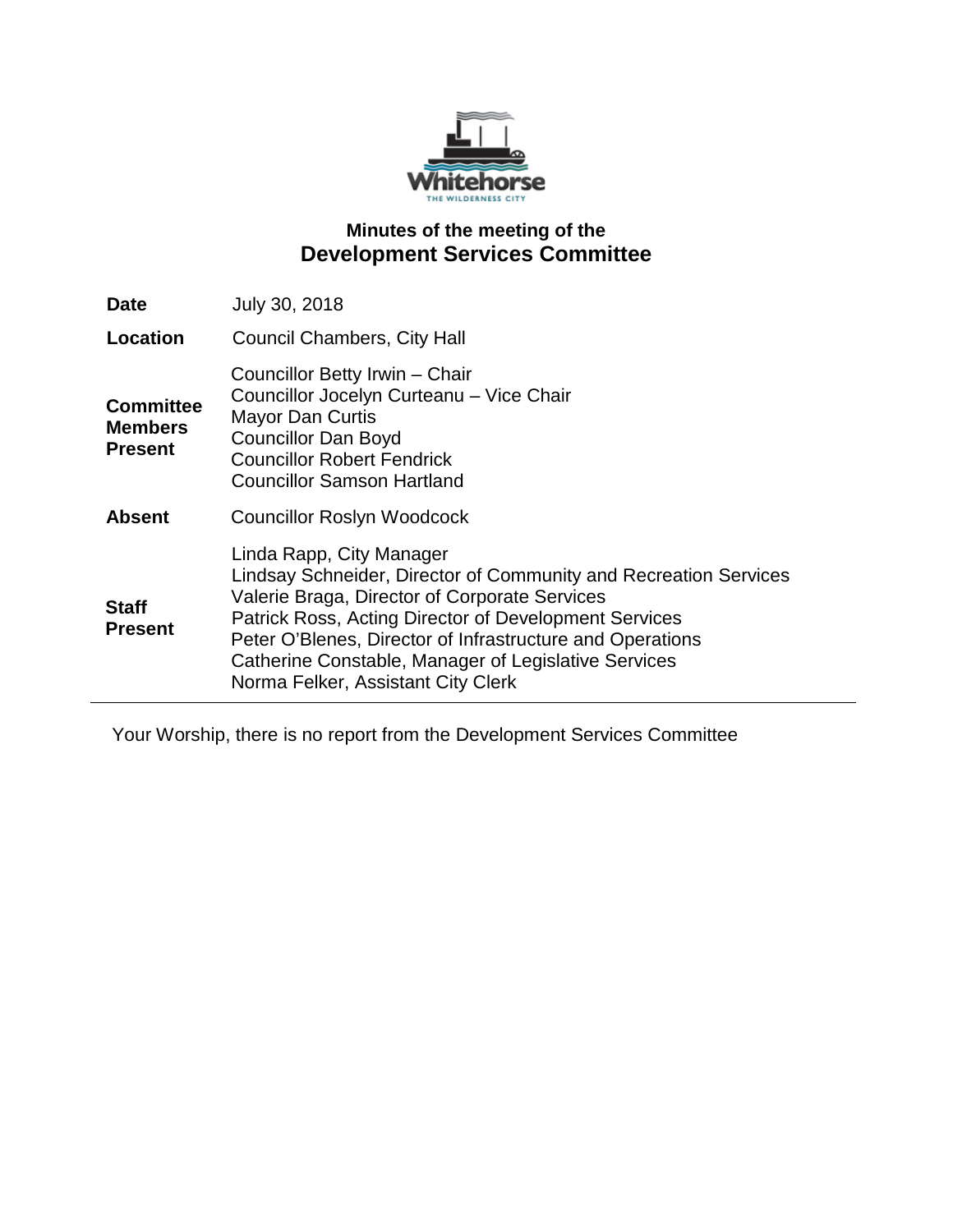## Minutes of the meeting of the

# Development Services Committee

| | |
|---|---|
| **Date** | July 30, 2018 |
| **Location** | Council Chambers, City Hall |
| **Committee Members Present** | Councillor Betty Irwin – Chair<br>Councillor Jocelyn Curteanu – Vice Chair<br>Mayor Dan Curtis<br>Councillor Dan Boyd<br>Councillor Robert Fendrick<br>Councillor Samson Hartland |
| **Absent** | Councillor Roslyn Woodcock |
| **Staff Present** | Linda Rapp, City Manager<br>Lindsay Schneider, Director of Community and Recreation Services<br>Valerie Braga, Director of Corporate Services<br>Patrick Ross, Acting Director of Development Services<br>Peter O'Blenes, Director of Infrastructure and Operations<br>Catherine Constable, Manager of Legislative Services<br>Norma Felker, Assistant City Clerk |

---

Your Worship, there is no report from the Development Services Committee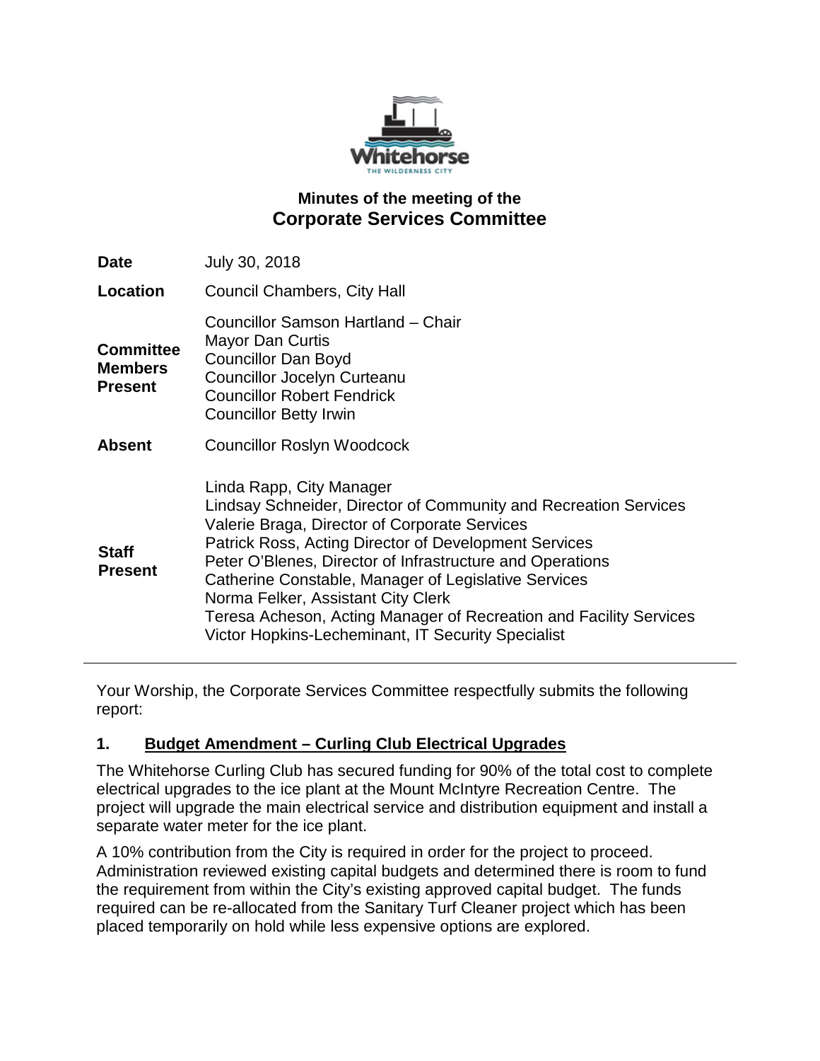# Minutes of the meeting of the
## Corporate Services Committee

| | |
|---|---|
| **Date** | July 30, 2018 |
| **Location** | Council Chambers, City Hall |
| **Committee Members Present** | Councillor Samson Hartland – Chair<br>Mayor Dan Curtis<br>Councillor Dan Boyd<br>Councillor Jocelyn Curteanu<br>Councillor Robert Fendrick<br>Councillor Betty Irwin |
| **Absent** | Councillor Roslyn Woodcock |
| **Staff Present** | Linda Rapp, City Manager<br>Lindsay Schneider, Director of Community and Recreation Services<br>Valerie Braga, Director of Corporate Services<br>Patrick Ross, Acting Director of Development Services<br>Peter O'Blenes, Director of Infrastructure and Operations<br>Catherine Constable, Manager of Legislative Services<br>Norma Felker, Assistant City Clerk<br>Teresa Acheson, Acting Manager of Recreation and Facility Services<br>Victor Hopkins-Lecheminant, IT Security Specialist |

Your Worship, the Corporate Services Committee respectfully submits the following report:

### 1. Budget Amendment – Curling Club Electrical Upgrades

The Whitehorse Curling Club has secured funding for 90% of the total cost to complete electrical upgrades to the ice plant at the Mount McIntyre Recreation Centre. The project will upgrade the main electrical service and distribution equipment and install a separate water meter for the ice plant.

A 10% contribution from the City is required in order for the project to proceed. Administration reviewed existing capital budgets and determined there is room to fund the requirement from within the City's existing approved capital budget. The funds required can be re-allocated from the Sanitary Turf Cleaner project which has been placed temporarily on hold while less expensive options are explored.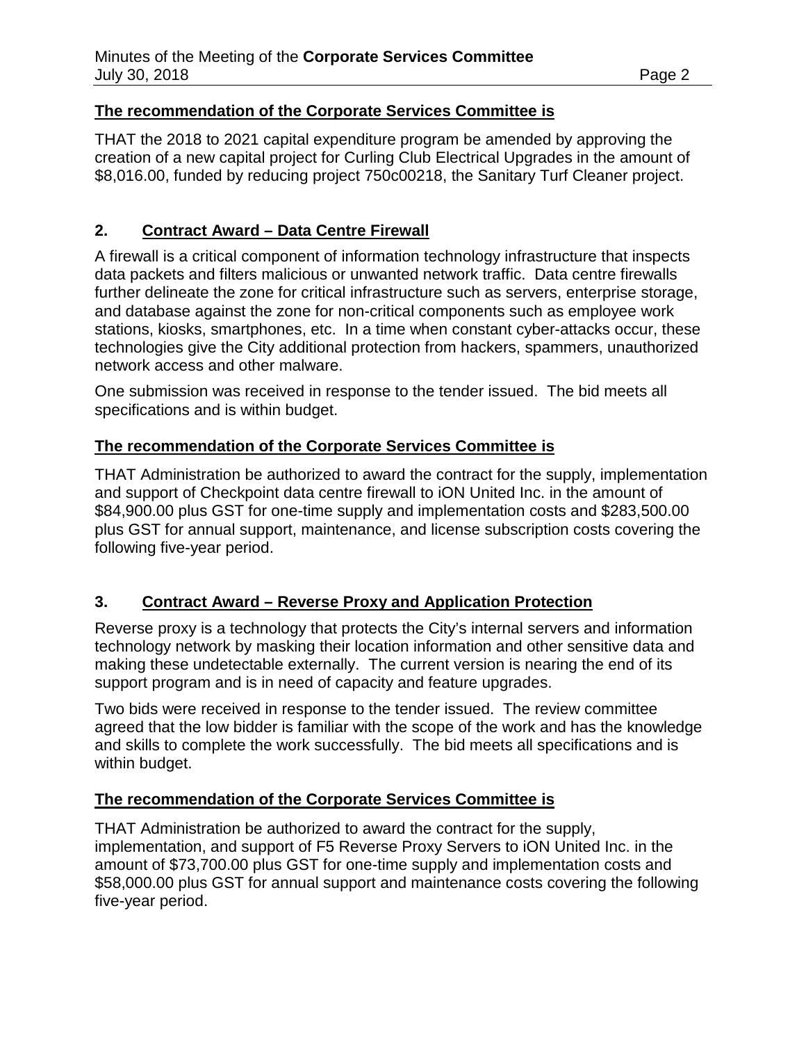**The recommendation of the Corporate Services Committee is**

THAT the 2018 to 2021 capital expenditure program be amended by approving the creation of a new capital project for Curling Club Electrical Upgrades in the amount of $8,016.00, funded by reducing project 750c00218, the Sanitary Turf Cleaner project.

## 2. Contract Award – Data Centre Firewall

A firewall is a critical component of information technology infrastructure that inspects data packets and filters malicious or unwanted network traffic. Data centre firewalls further delineate the zone for critical infrastructure such as servers, enterprise storage, and database against the zone for non-critical components such as employee work stations, kiosks, smartphones, etc. In a time when constant cyber-attacks occur, these technologies give the City additional protection from hackers, spammers, unauthorized network access and other malware.

One submission was received in response to the tender issued. The bid meets all specifications and is within budget.

**The recommendation of the Corporate Services Committee is**

THAT Administration be authorized to award the contract for the supply, implementation and support of Checkpoint data centre firewall to iON United Inc. in the amount of $84,900.00 plus GST for one-time supply and implementation costs and $283,500.00 plus GST for annual support, maintenance, and license subscription costs covering the following five-year period.

## 3. Contract Award – Reverse Proxy and Application Protection

Reverse proxy is a technology that protects the City's internal servers and information technology network by masking their location information and other sensitive data and making these undetectable externally. The current version is nearing the end of its support program and is in need of capacity and feature upgrades.

Two bids were received in response to the tender issued. The review committee agreed that the low bidder is familiar with the scope of the work and has the knowledge and skills to complete the work successfully. The bid meets all specifications and is within budget.

**The recommendation of the Corporate Services Committee is**

THAT Administration be authorized to award the contract for the supply, implementation, and support of F5 Reverse Proxy Servers to iON United Inc. in the amount of $73,700.00 plus GST for one-time supply and implementation costs and $58,000.00 plus GST for annual support and maintenance costs covering the following five-year period.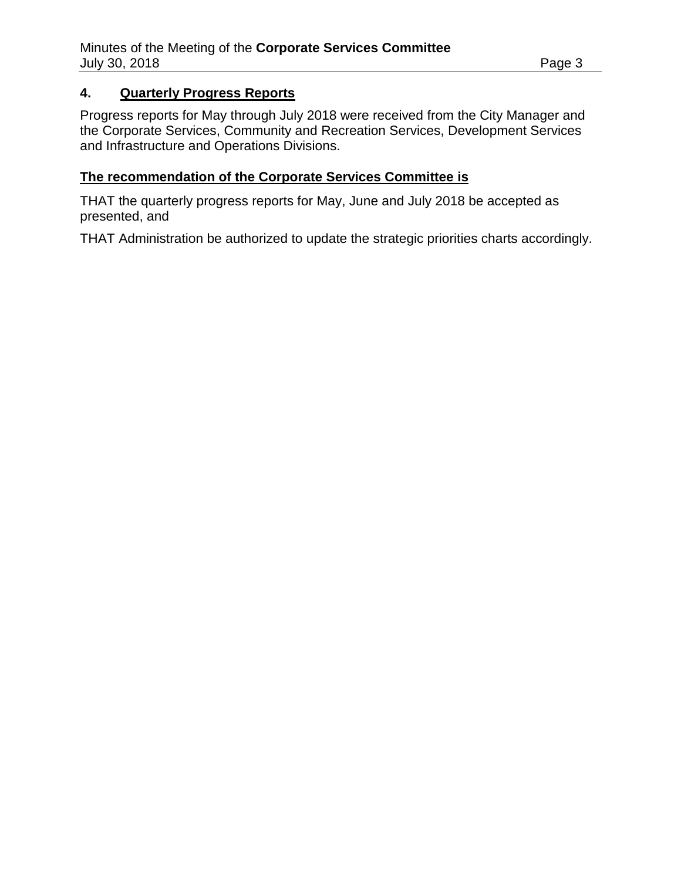## 4. Quarterly Progress Reports

Progress reports for May through July 2018 were received from the City Manager and the Corporate Services, Community and Recreation Services, Development Services and Infrastructure and Operations Divisions.

**The recommendation of the Corporate Services Committee is**

THAT the quarterly progress reports for May, June and July 2018 be accepted as presented, and

THAT Administration be authorized to update the strategic priorities charts accordingly.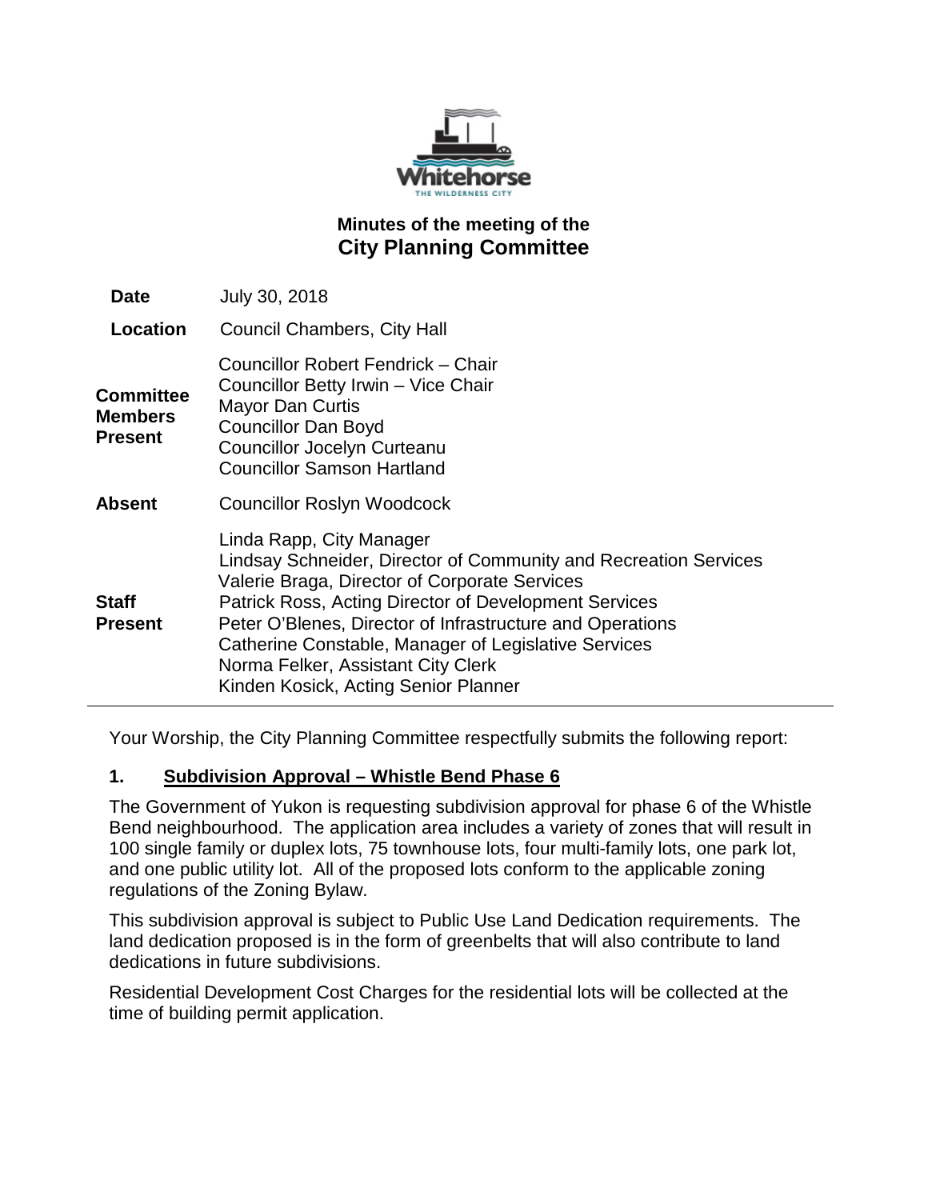# Minutes of the meeting of the City Planning Committee

| | |
|---|---|
| **Date** | July 30, 2018 |
| **Location** | Council Chambers, City Hall |
| **Committee Members Present** | Councillor Robert Fendrick – Chair<br>Councillor Betty Irwin – Vice Chair<br>Mayor Dan Curtis<br>Councillor Dan Boyd<br>Councillor Jocelyn Curteanu<br>Councillor Samson Hartland |
| **Absent** | Councillor Roslyn Woodcock |
| **Staff Present** | Linda Rapp, City Manager<br>Lindsay Schneider, Director of Community and Recreation Services<br>Valerie Braga, Director of Corporate Services<br>Patrick Ross, Acting Director of Development Services<br>Peter O'Blenes, Director of Infrastructure and Operations<br>Catherine Constable, Manager of Legislative Services<br>Norma Felker, Assistant City Clerk<br>Kinden Kosick, Acting Senior Planner |

Your Worship, the City Planning Committee respectfully submits the following report:

## 1. Subdivision Approval – Whistle Bend Phase 6

The Government of Yukon is requesting subdivision approval for phase 6 of the Whistle Bend neighbourhood. The application area includes a variety of zones that will result in 100 single family or duplex lots, 75 townhouse lots, four multi-family lots, one park lot, and one public utility lot. All of the proposed lots conform to the applicable zoning regulations of the Zoning Bylaw.

This subdivision approval is subject to Public Use Land Dedication requirements. The land dedication proposed is in the form of greenbelts that will also contribute to land dedications in future subdivisions.

Residential Development Cost Charges for the residential lots will be collected at the time of building permit application.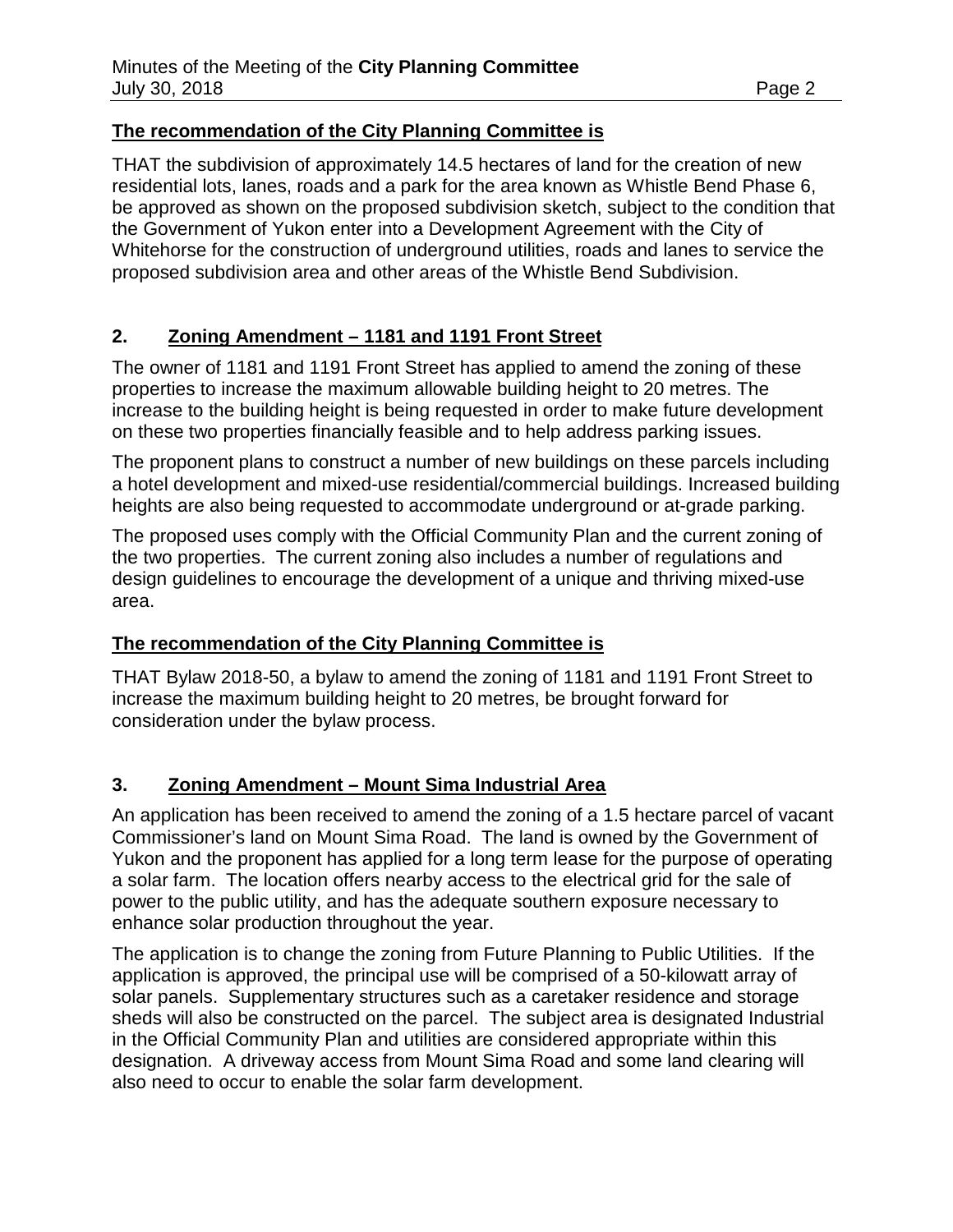**The recommendation of the City Planning Committee is**

THAT the subdivision of approximately 14.5 hectares of land for the creation of new residential lots, lanes, roads and a park for the area known as Whistle Bend Phase 6, be approved as shown on the proposed subdivision sketch, subject to the condition that the Government of Yukon enter into a Development Agreement with the City of Whitehorse for the construction of underground utilities, roads and lanes to service the proposed subdivision area and other areas of the Whistle Bend Subdivision.

## 2. Zoning Amendment – 1181 and 1191 Front Street

The owner of 1181 and 1191 Front Street has applied to amend the zoning of these properties to increase the maximum allowable building height to 20 metres. The increase to the building height is being requested in order to make future development on these two properties financially feasible and to help address parking issues.

The proponent plans to construct a number of new buildings on these parcels including a hotel development and mixed-use residential/commercial buildings. Increased building heights are also being requested to accommodate underground or at-grade parking.

The proposed uses comply with the Official Community Plan and the current zoning of the two properties. The current zoning also includes a number of regulations and design guidelines to encourage the development of a unique and thriving mixed-use area.

**The recommendation of the City Planning Committee is**

THAT Bylaw 2018-50, a bylaw to amend the zoning of 1181 and 1191 Front Street to increase the maximum building height to 20 metres, be brought forward for consideration under the bylaw process.

## 3. Zoning Amendment – Mount Sima Industrial Area

An application has been received to amend the zoning of a 1.5 hectare parcel of vacant Commissioner's land on Mount Sima Road. The land is owned by the Government of Yukon and the proponent has applied for a long term lease for the purpose of operating a solar farm. The location offers nearby access to the electrical grid for the sale of power to the public utility, and has the adequate southern exposure necessary to enhance solar production throughout the year.

The application is to change the zoning from Future Planning to Public Utilities. If the application is approved, the principal use will be comprised of a 50-kilowatt array of solar panels. Supplementary structures such as a caretaker residence and storage sheds will also be constructed on the parcel. The subject area is designated Industrial in the Official Community Plan and utilities are considered appropriate within this designation. A driveway access from Mount Sima Road and some land clearing will also need to occur to enable the solar farm development.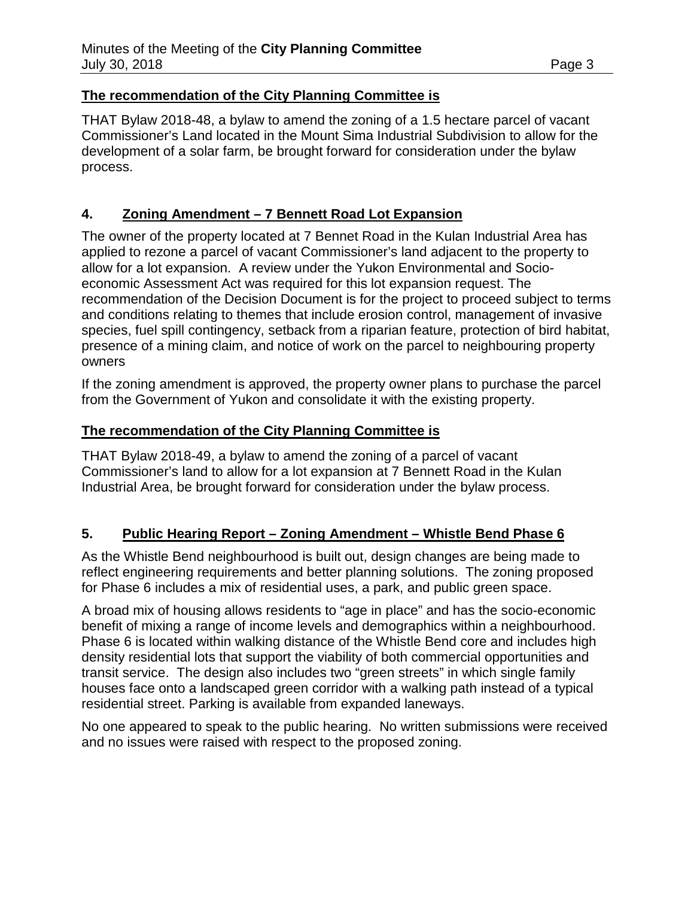**The recommendation of the City Planning Committee is**

THAT Bylaw 2018-48, a bylaw to amend the zoning of a 1.5 hectare parcel of vacant Commissioner's Land located in the Mount Sima Industrial Subdivision to allow for the development of a solar farm, be brought forward for consideration under the bylaw process.

## 4. Zoning Amendment – 7 Bennett Road Lot Expansion

The owner of the property located at 7 Bennet Road in the Kulan Industrial Area has applied to rezone a parcel of vacant Commissioner's land adjacent to the property to allow for a lot expansion. A review under the Yukon Environmental and Socio-economic Assessment Act was required for this lot expansion request. The recommendation of the Decision Document is for the project to proceed subject to terms and conditions relating to themes that include erosion control, management of invasive species, fuel spill contingency, setback from a riparian feature, protection of bird habitat, presence of a mining claim, and notice of work on the parcel to neighbouring property owners

If the zoning amendment is approved, the property owner plans to purchase the parcel from the Government of Yukon and consolidate it with the existing property.

**The recommendation of the City Planning Committee is**

THAT Bylaw 2018-49, a bylaw to amend the zoning of a parcel of vacant Commissioner's land to allow for a lot expansion at 7 Bennett Road in the Kulan Industrial Area, be brought forward for consideration under the bylaw process.

## 5. Public Hearing Report – Zoning Amendment – Whistle Bend Phase 6

As the Whistle Bend neighbourhood is built out, design changes are being made to reflect engineering requirements and better planning solutions. The zoning proposed for Phase 6 includes a mix of residential uses, a park, and public green space.

A broad mix of housing allows residents to "age in place" and has the socio-economic benefit of mixing a range of income levels and demographics within a neighbourhood. Phase 6 is located within walking distance of the Whistle Bend core and includes high density residential lots that support the viability of both commercial opportunities and transit service. The design also includes two "green streets" in which single family houses face onto a landscaped green corridor with a walking path instead of a typical residential street. Parking is available from expanded laneways.

No one appeared to speak to the public hearing. No written submissions were received and no issues were raised with respect to the proposed zoning.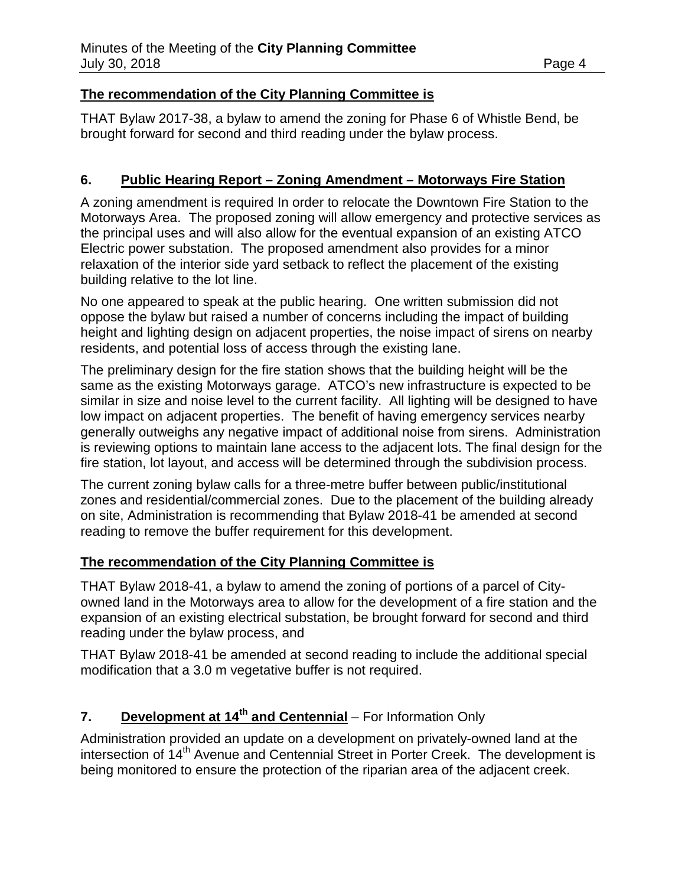**The recommendation of the City Planning Committee is**

THAT Bylaw 2017-38, a bylaw to amend the zoning for Phase 6 of Whistle Bend, be brought forward for second and third reading under the bylaw process.

## 6. Public Hearing Report – Zoning Amendment – Motorways Fire Station

A zoning amendment is required In order to relocate the Downtown Fire Station to the Motorways Area. The proposed zoning will allow emergency and protective services as the principal uses and will also allow for the eventual expansion of an existing ATCO Electric power substation. The proposed amendment also provides for a minor relaxation of the interior side yard setback to reflect the placement of the existing building relative to the lot line.

No one appeared to speak at the public hearing. One written submission did not oppose the bylaw but raised a number of concerns including the impact of building height and lighting design on adjacent properties, the noise impact of sirens on nearby residents, and potential loss of access through the existing lane.

The preliminary design for the fire station shows that the building height will be the same as the existing Motorways garage. ATCO's new infrastructure is expected to be similar in size and noise level to the current facility. All lighting will be designed to have low impact on adjacent properties. The benefit of having emergency services nearby generally outweighs any negative impact of additional noise from sirens. Administration is reviewing options to maintain lane access to the adjacent lots. The final design for the fire station, lot layout, and access will be determined through the subdivision process.

The current zoning bylaw calls for a three-metre buffer between public/institutional zones and residential/commercial zones. Due to the placement of the building already on site, Administration is recommending that Bylaw 2018-41 be amended at second reading to remove the buffer requirement for this development.

**The recommendation of the City Planning Committee is**

THAT Bylaw 2018-41, a bylaw to amend the zoning of portions of a parcel of City-owned land in the Motorways area to allow for the development of a fire station and the expansion of an existing electrical substation, be brought forward for second and third reading under the bylaw process, and

THAT Bylaw 2018-41 be amended at second reading to include the additional special modification that a 3.0 m vegetative buffer is not required.

## 7. Development at 14th and Centennial – For Information Only

Administration provided an update on a development on privately-owned land at the intersection of 14th Avenue and Centennial Street in Porter Creek. The development is being monitored to ensure the protection of the riparian area of the adjacent creek.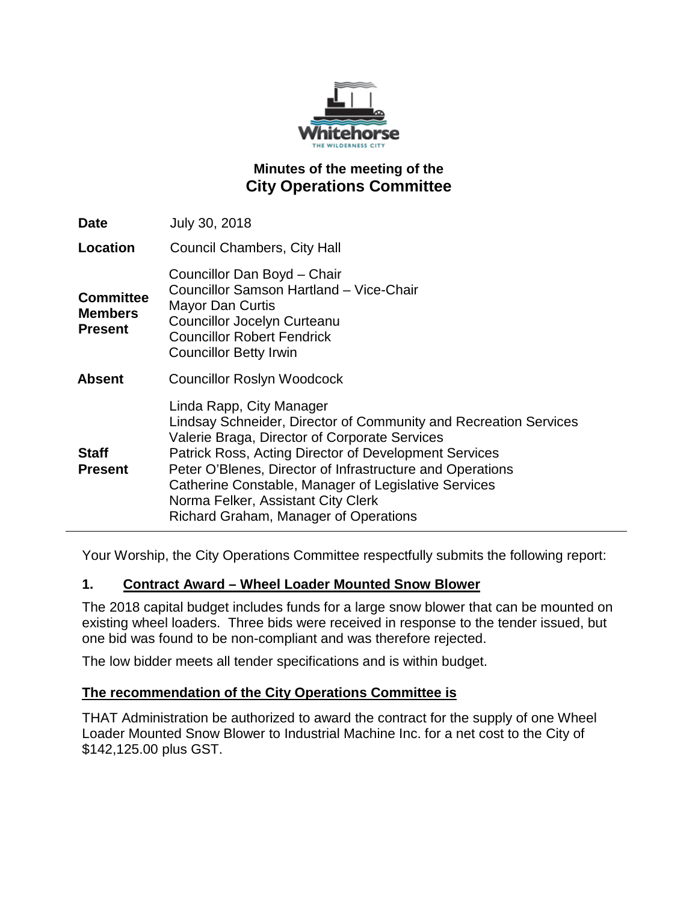# Minutes of the meeting of the
## City Operations Committee

| | |
|---|---|
| **Date** | July 30, 2018 |
| **Location** | Council Chambers, City Hall |
| **Committee Members Present** | Councillor Dan Boyd – Chair<br>Councillor Samson Hartland – Vice-Chair<br>Mayor Dan Curtis<br>Councillor Jocelyn Curteanu<br>Councillor Robert Fendrick<br>Councillor Betty Irwin |
| **Absent** | Councillor Roslyn Woodcock |
| **Staff Present** | Linda Rapp, City Manager<br>Lindsay Schneider, Director of Community and Recreation Services<br>Valerie Braga, Director of Corporate Services<br>Patrick Ross, Acting Director of Development Services<br>Peter O'Blenes, Director of Infrastructure and Operations<br>Catherine Constable, Manager of Legislative Services<br>Norma Felker, Assistant City Clerk<br>Richard Graham, Manager of Operations |

Your Worship, the City Operations Committee respectfully submits the following report:

### 1. Contract Award – Wheel Loader Mounted Snow Blower

The 2018 capital budget includes funds for a large snow blower that can be mounted on existing wheel loaders. Three bids were received in response to the tender issued, but one bid was found to be non-compliant and was therefore rejected.

The low bidder meets all tender specifications and is within budget.

**The recommendation of the City Operations Committee is**

THAT Administration be authorized to award the contract for the supply of one Wheel Loader Mounted Snow Blower to Industrial Machine Inc. for a net cost to the City of $142,125.00 plus GST.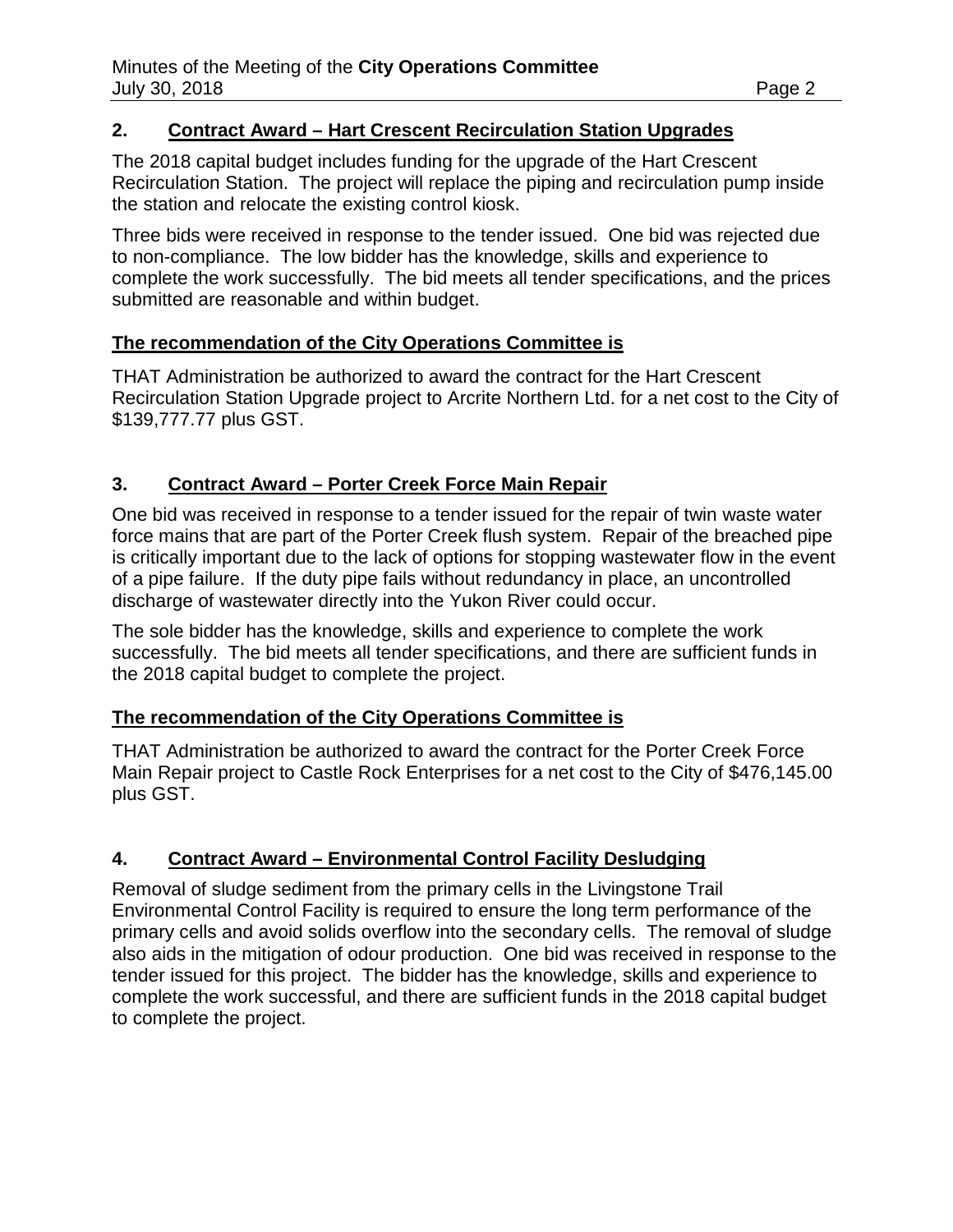## 2. Contract Award – Hart Crescent Recirculation Station Upgrades

The 2018 capital budget includes funding for the upgrade of the Hart Crescent Recirculation Station. The project will replace the piping and recirculation pump inside the station and relocate the existing control kiosk.

Three bids were received in response to the tender issued. One bid was rejected due to non-compliance. The low bidder has the knowledge, skills and experience to complete the work successfully. The bid meets all tender specifications, and the prices submitted are reasonable and within budget.

**The recommendation of the City Operations Committee is**

THAT Administration be authorized to award the contract for the Hart Crescent Recirculation Station Upgrade project to Arcrite Northern Ltd. for a net cost to the City of $139,777.77 plus GST.

## 3. Contract Award – Porter Creek Force Main Repair

One bid was received in response to a tender issued for the repair of twin waste water force mains that are part of the Porter Creek flush system. Repair of the breached pipe is critically important due to the lack of options for stopping wastewater flow in the event of a pipe failure. If the duty pipe fails without redundancy in place, an uncontrolled discharge of wastewater directly into the Yukon River could occur.

The sole bidder has the knowledge, skills and experience to complete the work successfully. The bid meets all tender specifications, and there are sufficient funds in the 2018 capital budget to complete the project.

**The recommendation of the City Operations Committee is**

THAT Administration be authorized to award the contract for the Porter Creek Force Main Repair project to Castle Rock Enterprises for a net cost to the City of $476,145.00 plus GST.

## 4. Contract Award – Environmental Control Facility Desludging

Removal of sludge sediment from the primary cells in the Livingstone Trail Environmental Control Facility is required to ensure the long term performance of the primary cells and avoid solids overflow into the secondary cells. The removal of sludge also aids in the mitigation of odour production. One bid was received in response to the tender issued for this project. The bidder has the knowledge, skills and experience to complete the work successful, and there are sufficient funds in the 2018 capital budget to complete the project.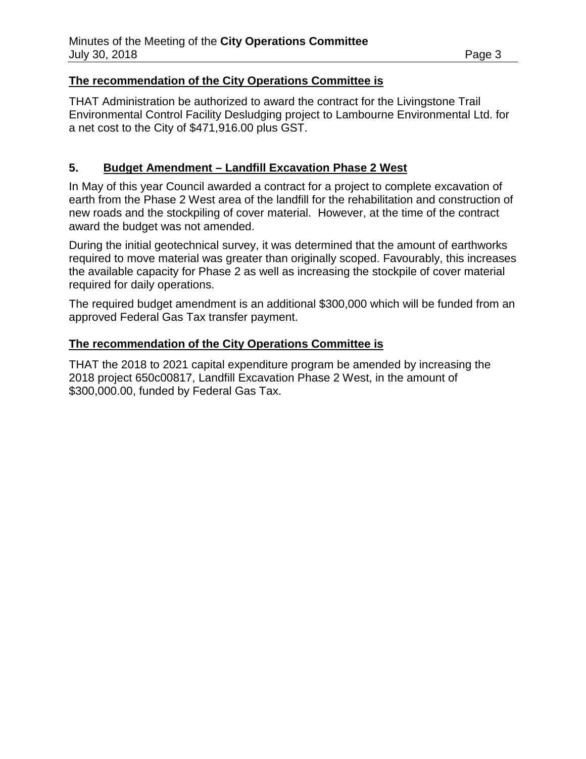**The recommendation of the City Operations Committee is**

THAT Administration be authorized to award the contract for the Livingstone Trail Environmental Control Facility Desludging project to Lambourne Environmental Ltd. for a net cost to the City of $471,916.00 plus GST.

## 5. Budget Amendment – Landfill Excavation Phase 2 West

In May of this year Council awarded a contract for a project to complete excavation of earth from the Phase 2 West area of the landfill for the rehabilitation and construction of new roads and the stockpiling of cover material. However, at the time of the contract award the budget was not amended.

During the initial geotechnical survey, it was determined that the amount of earthworks required to move material was greater than originally scoped. Favourably, this increases the available capacity for Phase 2 as well as increasing the stockpile of cover material required for daily operations.

The required budget amendment is an additional $300,000 which will be funded from an approved Federal Gas Tax transfer payment.

**The recommendation of the City Operations Committee is**

THAT the 2018 to 2021 capital expenditure program be amended by increasing the 2018 project 650c00817, Landfill Excavation Phase 2 West, in the amount of $300,000.00, funded by Federal Gas Tax.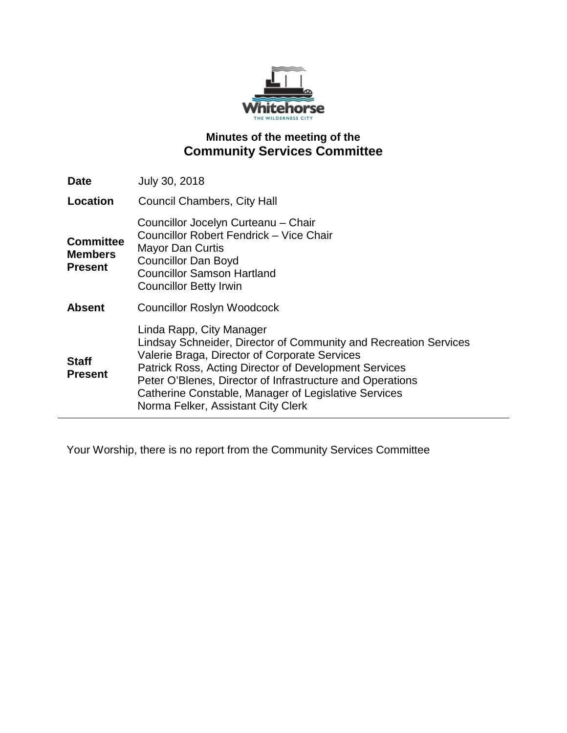# Minutes of the meeting of the
## Community Services Committee

| | |
|---|---|
| **Date** | July 30, 2018 |
| **Location** | Council Chambers, City Hall |
| **Committee Members Present** | Councillor Jocelyn Curteanu – Chair<br>Councillor Robert Fendrick – Vice Chair<br>Mayor Dan Curtis<br>Councillor Dan Boyd<br>Councillor Samson Hartland<br>Councillor Betty Irwin |
| **Absent** | Councillor Roslyn Woodcock |
| **Staff Present** | Linda Rapp, City Manager<br>Lindsay Schneider, Director of Community and Recreation Services<br>Valerie Braga, Director of Corporate Services<br>Patrick Ross, Acting Director of Development Services<br>Peter O'Blenes, Director of Infrastructure and Operations<br>Catherine Constable, Manager of Legislative Services<br>Norma Felker, Assistant City Clerk |

Your Worship, there is no report from the Community Services Committee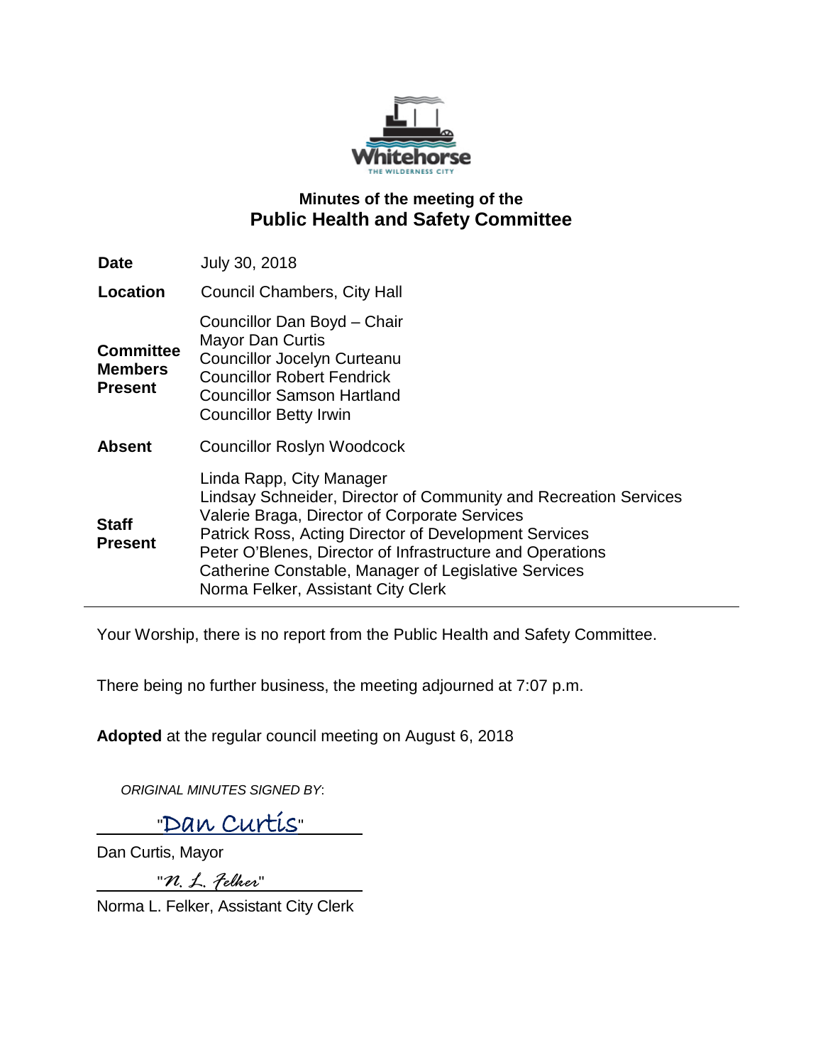## Minutes of the meeting of the

# Public Health and Safety Committee

| | |
|---|---|
| **Date** | July 30, 2018 |
| **Location** | Council Chambers, City Hall |
| **Committee Members Present** | Councillor Dan Boyd – Chair<br>Mayor Dan Curtis<br>Councillor Jocelyn Curteanu<br>Councillor Robert Fendrick<br>Councillor Samson Hartland<br>Councillor Betty Irwin |
| **Absent** | Councillor Roslyn Woodcock |
| **Staff Present** | Linda Rapp, City Manager<br>Lindsay Schneider, Director of Community and Recreation Services<br>Valerie Braga, Director of Corporate Services<br>Patrick Ross, Acting Director of Development Services<br>Peter O'Blenes, Director of Infrastructure and Operations<br>Catherine Constable, Manager of Legislative Services<br>Norma Felker, Assistant City Clerk |

---

Your Worship, there is no report from the Public Health and Safety Committee.

There being no further business, the meeting adjourned at 7:07 p.m.

**Adopted** at the regular council meeting on August 6, 2018

*ORIGINAL MINUTES SIGNED BY*:

"Dan Curtis"

Dan Curtis, Mayor

"N. L. Felker"

Norma L. Felker, Assistant City Clerk